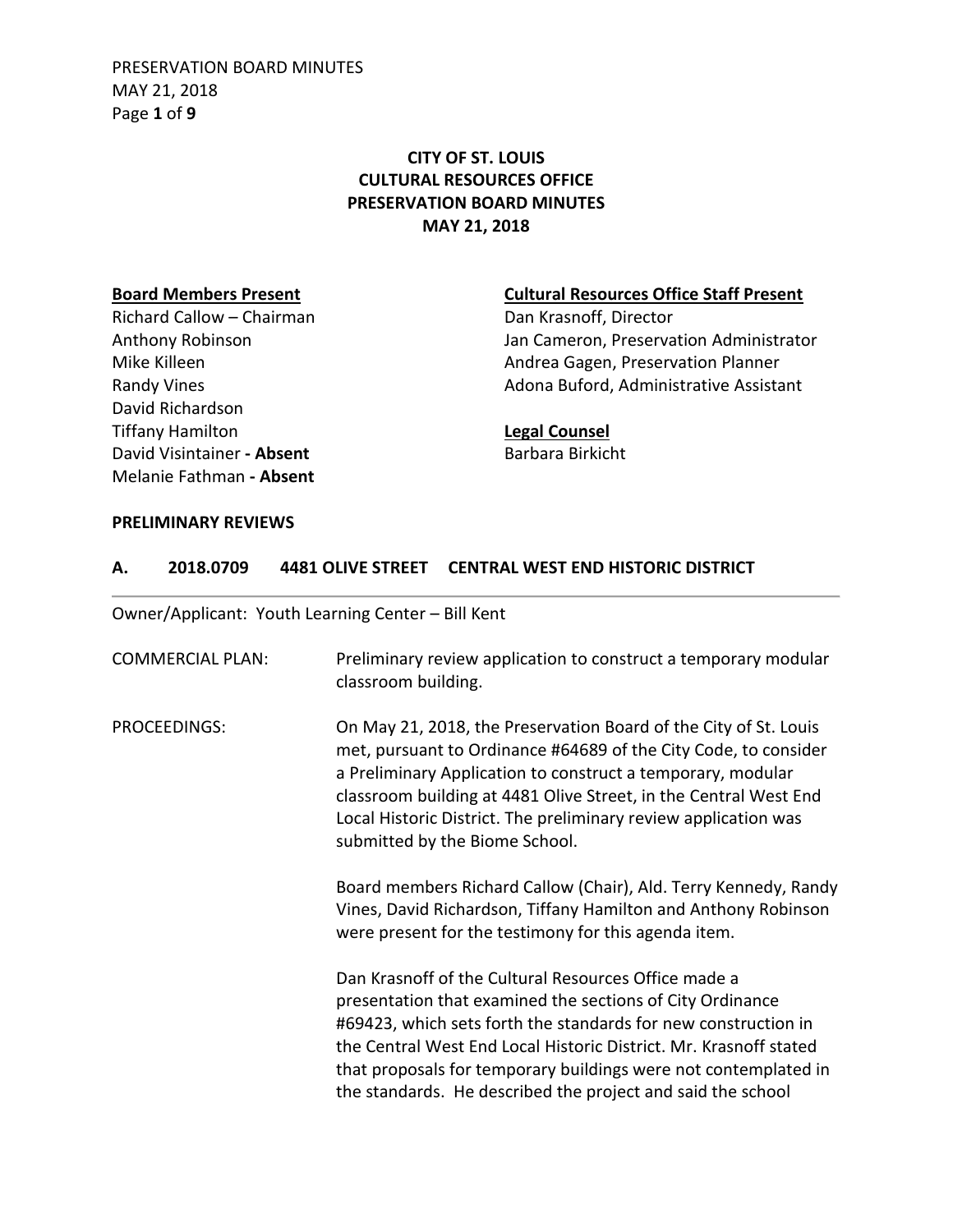# CITY OF ST. LOUIS
# CULTURAL RESOURCES OFFICE
# PRESERVATION BOARD MINUTES
# MAY 21, 2018

**Board Members Present**

Richard Callow – Chairman
Anthony Robinson
Mike Killeen
Randy Vines
David Richardson
Tiffany Hamilton
David Visintainer **- Absent**
Melanie Fathman **- Absent**

**Cultural Resources Office Staff Present**

Dan Krasnoff, Director
Jan Cameron, Preservation Administrator
Andrea Gagen, Preservation Planner
Adona Buford, Administrative Assistant

**Legal Counsel**

Barbara Birkicht

**PRELIMINARY REVIEWS**

**A. 2018.0709 4481 OLIVE STREET CENTRAL WEST END HISTORIC DISTRICT**

Owner/Applicant: Youth Learning Center – Bill Kent

COMMERCIAL PLAN: Preliminary review application to construct a temporary modular classroom building.

PROCEEDINGS: On May 21, 2018, the Preservation Board of the City of St. Louis met, pursuant to Ordinance #64689 of the City Code, to consider a Preliminary Application to construct a temporary, modular classroom building at 4481 Olive Street, in the Central West End Local Historic District. The preliminary review application was submitted by the Biome School.

Board members Richard Callow (Chair), Ald. Terry Kennedy, Randy Vines, David Richardson, Tiffany Hamilton and Anthony Robinson were present for the testimony for this agenda item.

Dan Krasnoff of the Cultural Resources Office made a presentation that examined the sections of City Ordinance #69423, which sets forth the standards for new construction in the Central West End Local Historic District. Mr. Krasnoff stated that proposals for temporary buildings were not contemplated in the standards. He described the project and said the school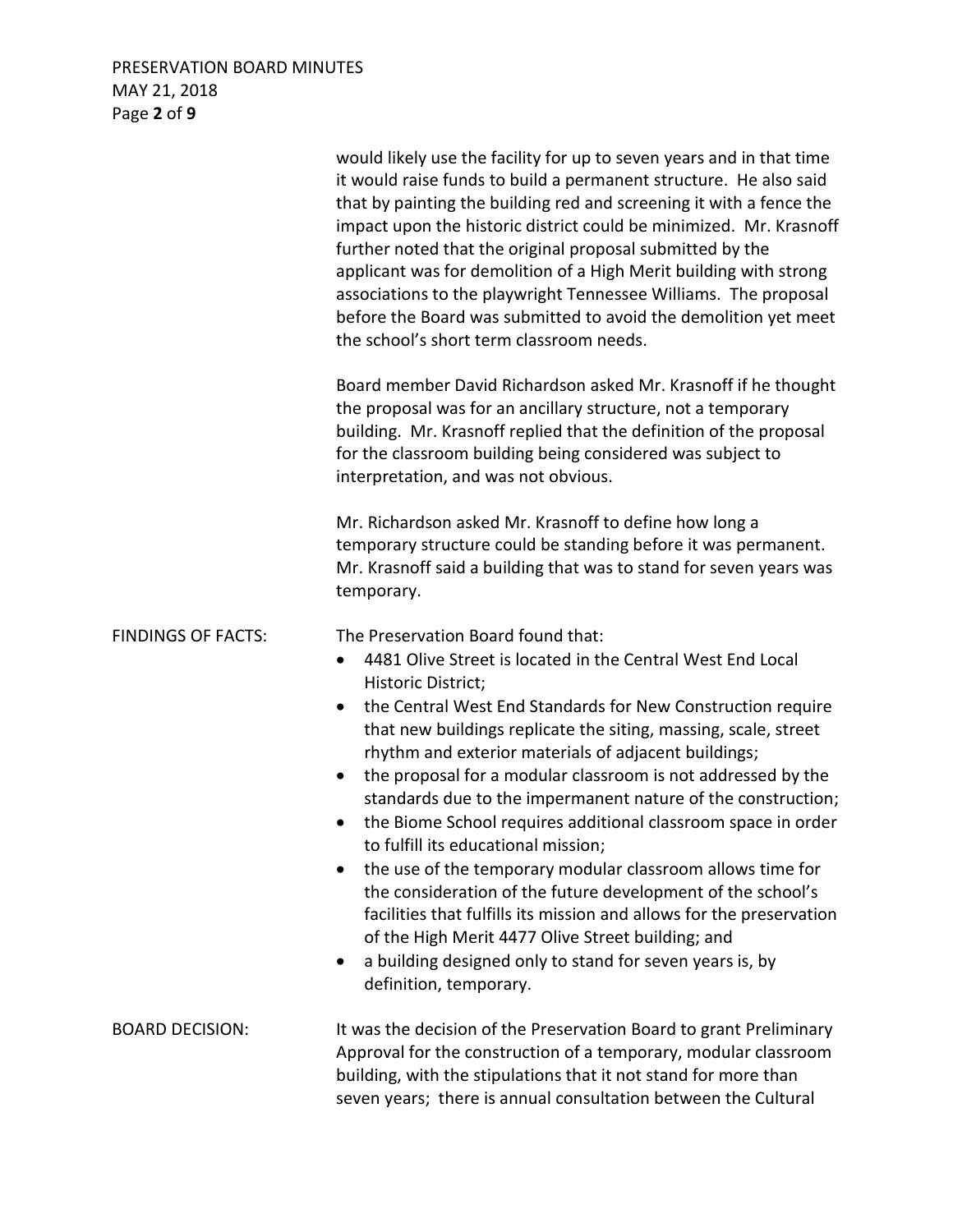would likely use the facility for up to seven years and in that time it would raise funds to build a permanent structure. He also said that by painting the building red and screening it with a fence the impact upon the historic district could be minimized. Mr. Krasnoff further noted that the original proposal submitted by the applicant was for demolition of a High Merit building with strong associations to the playwright Tennessee Williams. The proposal before the Board was submitted to avoid the demolition yet meet the school's short term classroom needs.

Board member David Richardson asked Mr. Krasnoff if he thought the proposal was for an ancillary structure, not a temporary building. Mr. Krasnoff replied that the definition of the proposal for the classroom building being considered was subject to interpretation, and was not obvious.

Mr. Richardson asked Mr. Krasnoff to define how long a temporary structure could be standing before it was permanent. Mr. Krasnoff said a building that was to stand for seven years was temporary.

FINDINGS OF FACTS: The Preservation Board found that:

- 4481 Olive Street is located in the Central West End Local Historic District;
- the Central West End Standards for New Construction require that new buildings replicate the siting, massing, scale, street rhythm and exterior materials of adjacent buildings;
- the proposal for a modular classroom is not addressed by the standards due to the impermanent nature of the construction;
- the Biome School requires additional classroom space in order to fulfill its educational mission;
- the use of the temporary modular classroom allows time for the consideration of the future development of the school's facilities that fulfills its mission and allows for the preservation of the High Merit 4477 Olive Street building; and
- a building designed only to stand for seven years is, by definition, temporary.

BOARD DECISION: It was the decision of the Preservation Board to grant Preliminary Approval for the construction of a temporary, modular classroom building, with the stipulations that it not stand for more than seven years; there is annual consultation between the Cultural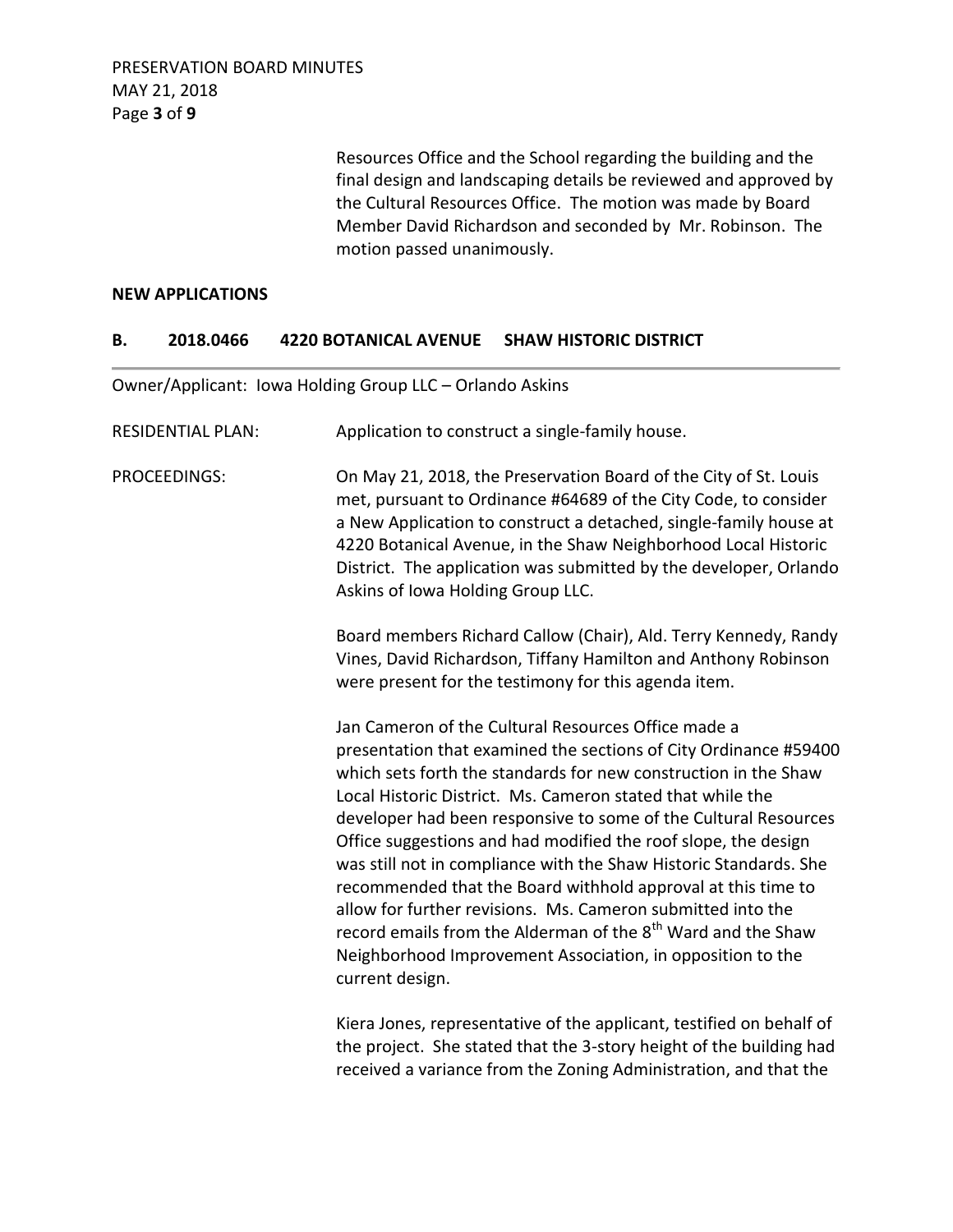Resources Office and the School regarding the building and the final design and landscaping details be reviewed and approved by the Cultural Resources Office. The motion was made by Board Member David Richardson and seconded by Mr. Robinson. The motion passed unanimously.

**NEW APPLICATIONS**

### B. 2018.0466 4220 BOTANICAL AVENUE SHAW HISTORIC DISTRICT

Owner/Applicant: Iowa Holding Group LLC – Orlando Askins

RESIDENTIAL PLAN: Application to construct a single-family house.

PROCEEDINGS: On May 21, 2018, the Preservation Board of the City of St. Louis met, pursuant to Ordinance #64689 of the City Code, to consider a New Application to construct a detached, single-family house at 4220 Botanical Avenue, in the Shaw Neighborhood Local Historic District. The application was submitted by the developer, Orlando Askins of Iowa Holding Group LLC.

Board members Richard Callow (Chair), Ald. Terry Kennedy, Randy Vines, David Richardson, Tiffany Hamilton and Anthony Robinson were present for the testimony for this agenda item.

Jan Cameron of the Cultural Resources Office made a presentation that examined the sections of City Ordinance #59400 which sets forth the standards for new construction in the Shaw Local Historic District. Ms. Cameron stated that while the developer had been responsive to some of the Cultural Resources Office suggestions and had modified the roof slope, the design was still not in compliance with the Shaw Historic Standards. She recommended that the Board withhold approval at this time to allow for further revisions. Ms. Cameron submitted into the record emails from the Alderman of the 8th Ward and the Shaw Neighborhood Improvement Association, in opposition to the current design.

Kiera Jones, representative of the applicant, testified on behalf of the project. She stated that the 3-story height of the building had received a variance from the Zoning Administration, and that the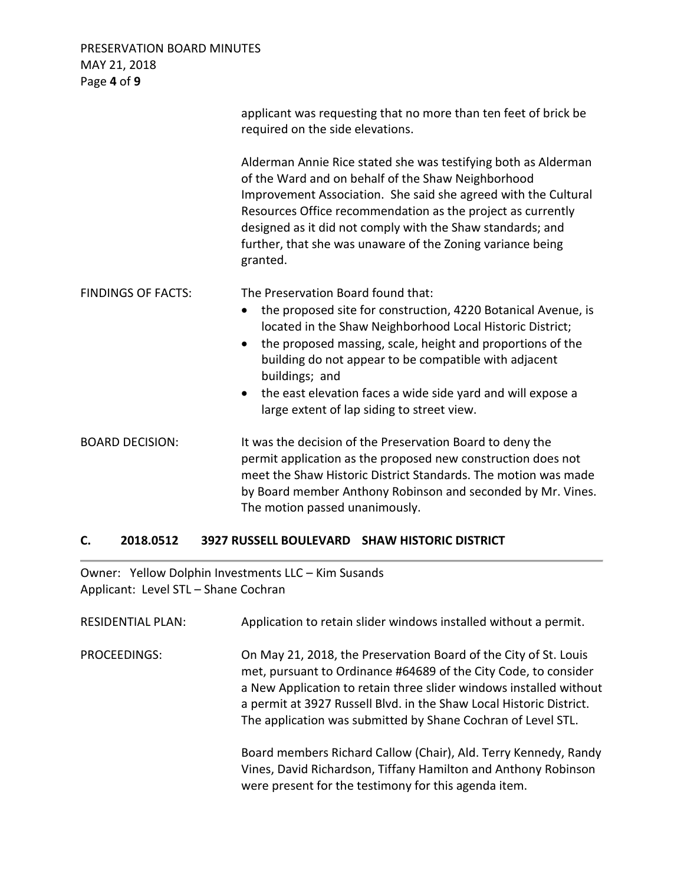applicant was requesting that no more than ten feet of brick be required on the side elevations.

Alderman Annie Rice stated she was testifying both as Alderman of the Ward and on behalf of the Shaw Neighborhood Improvement Association. She said she agreed with the Cultural Resources Office recommendation as the project as currently designed as it did not comply with the Shaw standards; and further, that she was unaware of the Zoning variance being granted.

FINDINGS OF FACTS: The Preservation Board found that:

- the proposed site for construction, 4220 Botanical Avenue, is located in the Shaw Neighborhood Local Historic District;
- the proposed massing, scale, height and proportions of the building do not appear to be compatible with adjacent buildings; and
- the east elevation faces a wide side yard and will expose a large extent of lap siding to street view.

BOARD DECISION: It was the decision of the Preservation Board to deny the permit application as the proposed new construction does not meet the Shaw Historic District Standards. The motion was made by Board member Anthony Robinson and seconded by Mr. Vines. The motion passed unanimously.

## C. 2018.0512 3927 RUSSELL BOULEVARD SHAW HISTORIC DISTRICT

Owner: Yellow Dolphin Investments LLC – Kim Susands
Applicant: Level STL – Shane Cochran

RESIDENTIAL PLAN: Application to retain slider windows installed without a permit.

PROCEEDINGS: On May 21, 2018, the Preservation Board of the City of St. Louis met, pursuant to Ordinance #64689 of the City Code, to consider a New Application to retain three slider windows installed without a permit at 3927 Russell Blvd. in the Shaw Local Historic District. The application was submitted by Shane Cochran of Level STL.

Board members Richard Callow (Chair), Ald. Terry Kennedy, Randy Vines, David Richardson, Tiffany Hamilton and Anthony Robinson were present for the testimony for this agenda item.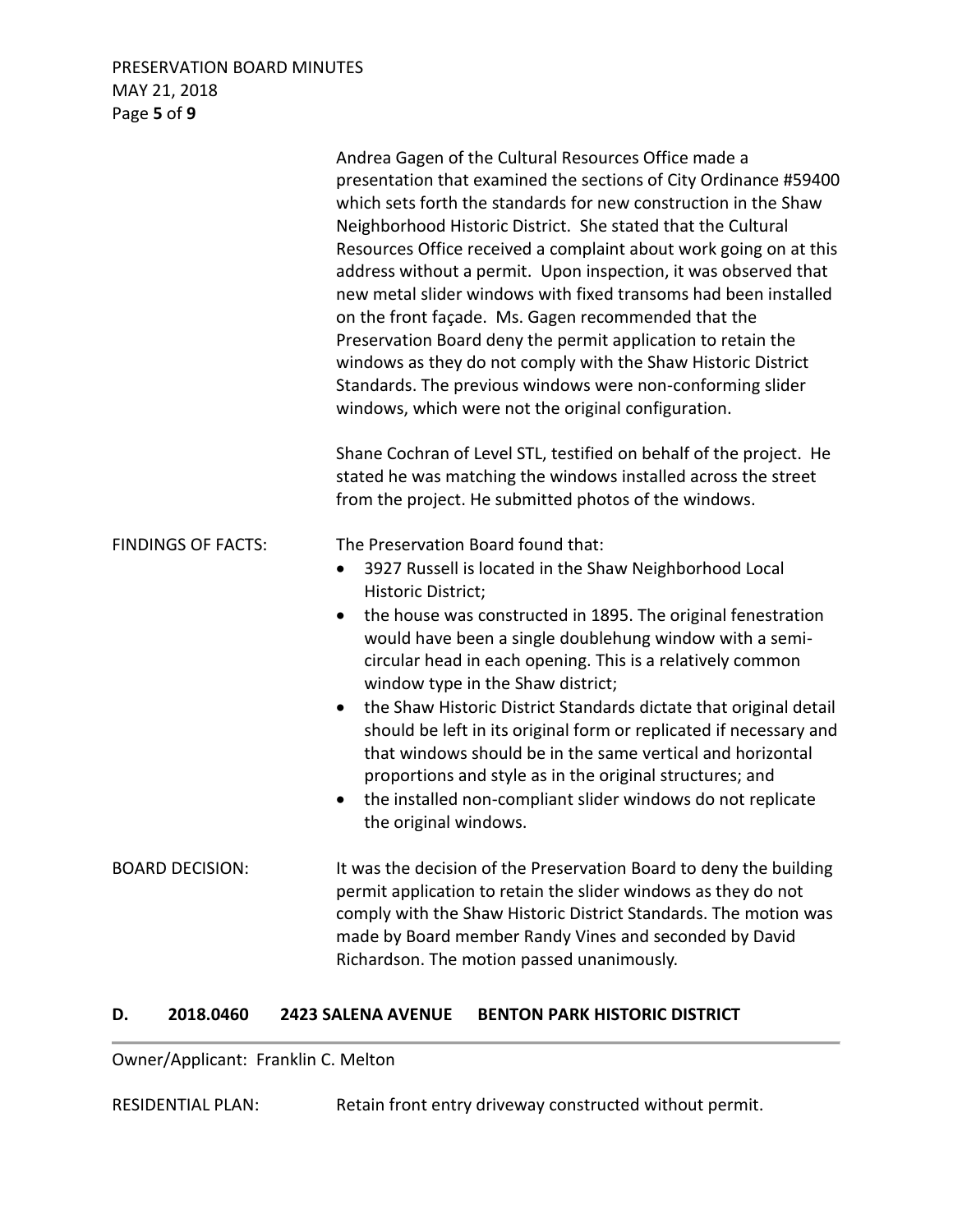Andrea Gagen of the Cultural Resources Office made a presentation that examined the sections of City Ordinance #59400 which sets forth the standards for new construction in the Shaw Neighborhood Historic District. She stated that the Cultural Resources Office received a complaint about work going on at this address without a permit. Upon inspection, it was observed that new metal slider windows with fixed transoms had been installed on the front façade. Ms. Gagen recommended that the Preservation Board deny the permit application to retain the windows as they do not comply with the Shaw Historic District Standards. The previous windows were non-conforming slider windows, which were not the original configuration.

Shane Cochran of Level STL, testified on behalf of the project. He stated he was matching the windows installed across the street from the project. He submitted photos of the windows.

FINDINGS OF FACTS: The Preservation Board found that:

- 3927 Russell is located in the Shaw Neighborhood Local Historic District;
- the house was constructed in 1895. The original fenestration would have been a single doublehung window with a semi-circular head in each opening. This is a relatively common window type in the Shaw district;
- the Shaw Historic District Standards dictate that original detail should be left in its original form or replicated if necessary and that windows should be in the same vertical and horizontal proportions and style as in the original structures; and
- the installed non-compliant slider windows do not replicate the original windows.

BOARD DECISION: It was the decision of the Preservation Board to deny the building permit application to retain the slider windows as they do not comply with the Shaw Historic District Standards. The motion was made by Board member Randy Vines and seconded by David Richardson. The motion passed unanimously.

## D. 2018.0460 2423 SALENA AVENUE BENTON PARK HISTORIC DISTRICT

Owner/Applicant: Franklin C. Melton

RESIDENTIAL PLAN: Retain front entry driveway constructed without permit.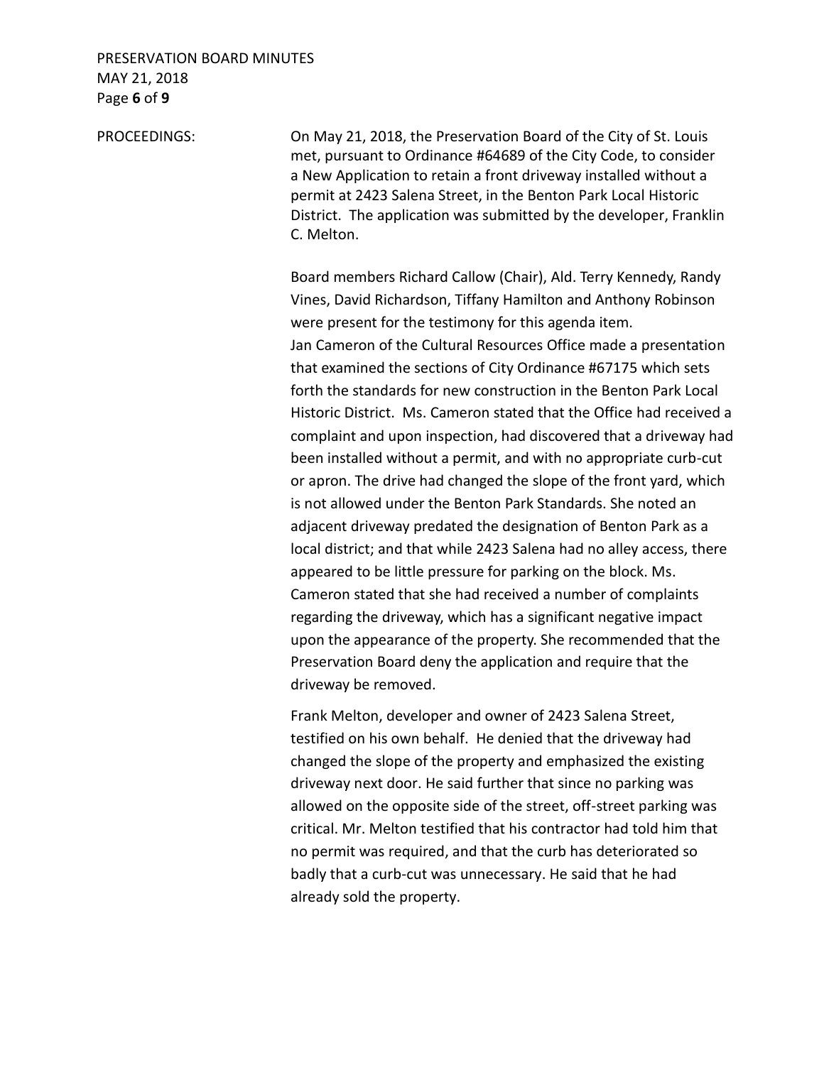PROCEEDINGS:

On May 21, 2018, the Preservation Board of the City of St. Louis met, pursuant to Ordinance #64689 of the City Code, to consider a New Application to retain a front driveway installed without a permit at 2423 Salena Street, in the Benton Park Local Historic District. The application was submitted by the developer, Franklin C. Melton.

Board members Richard Callow (Chair), Ald. Terry Kennedy, Randy Vines, David Richardson, Tiffany Hamilton and Anthony Robinson were present for the testimony for this agenda item.

Jan Cameron of the Cultural Resources Office made a presentation that examined the sections of City Ordinance #67175 which sets forth the standards for new construction in the Benton Park Local Historic District. Ms. Cameron stated that the Office had received a complaint and upon inspection, had discovered that a driveway had been installed without a permit, and with no appropriate curb-cut or apron. The drive had changed the slope of the front yard, which is not allowed under the Benton Park Standards. She noted an adjacent driveway predated the designation of Benton Park as a local district; and that while 2423 Salena had no alley access, there appeared to be little pressure for parking on the block. Ms. Cameron stated that she had received a number of complaints regarding the driveway, which has a significant negative impact upon the appearance of the property. She recommended that the Preservation Board deny the application and require that the driveway be removed.

Frank Melton, developer and owner of 2423 Salena Street, testified on his own behalf. He denied that the driveway had changed the slope of the property and emphasized the existing driveway next door. He said further that since no parking was allowed on the opposite side of the street, off-street parking was critical. Mr. Melton testified that his contractor had told him that no permit was required, and that the curb has deteriorated so badly that a curb-cut was unnecessary. He said that he had already sold the property.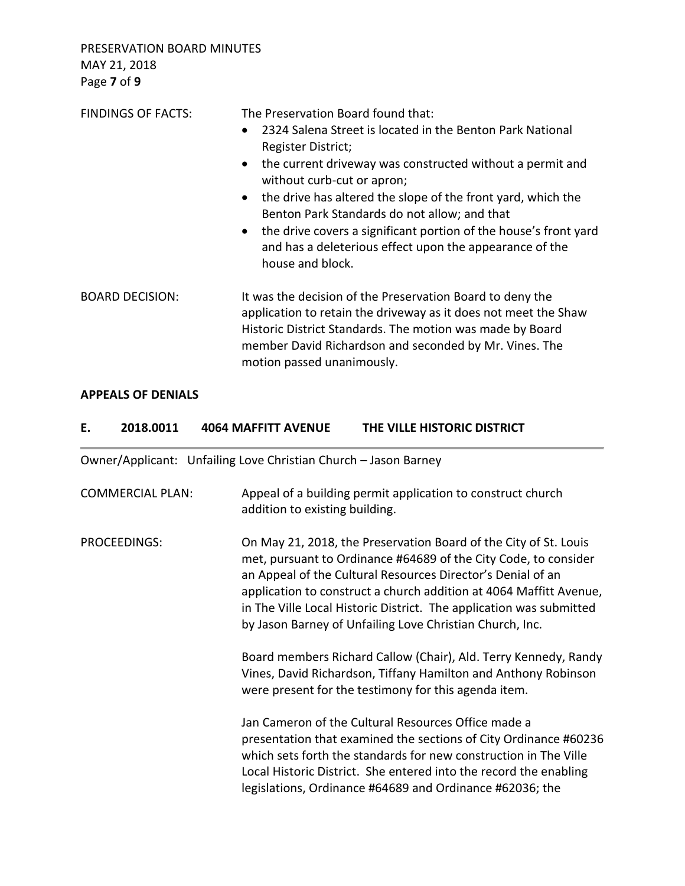FINDINGS OF FACTS: The Preservation Board found that:

- 2324 Salena Street is located in the Benton Park National Register District;
- the current driveway was constructed without a permit and without curb-cut or apron;
- the drive has altered the slope of the front yard, which the Benton Park Standards do not allow; and that
- the drive covers a significant portion of the house's front yard and has a deleterious effect upon the appearance of the house and block.

BOARD DECISION: It was the decision of the Preservation Board to deny the application to retain the driveway as it does not meet the Shaw Historic District Standards. The motion was made by Board member David Richardson and seconded by Mr. Vines. The motion passed unanimously.

**APPEALS OF DENIALS**

### E. 2018.0011 4064 MAFFITT AVENUE THE VILLE HISTORIC DISTRICT

Owner/Applicant: Unfailing Love Christian Church – Jason Barney

COMMERCIAL PLAN: Appeal of a building permit application to construct church addition to existing building.

PROCEEDINGS: On May 21, 2018, the Preservation Board of the City of St. Louis met, pursuant to Ordinance #64689 of the City Code, to consider an Appeal of the Cultural Resources Director's Denial of an application to construct a church addition at 4064 Maffitt Avenue, in The Ville Local Historic District. The application was submitted by Jason Barney of Unfailing Love Christian Church, Inc.

Board members Richard Callow (Chair), Ald. Terry Kennedy, Randy Vines, David Richardson, Tiffany Hamilton and Anthony Robinson were present for the testimony for this agenda item.

Jan Cameron of the Cultural Resources Office made a presentation that examined the sections of City Ordinance #60236 which sets forth the standards for new construction in The Ville Local Historic District. She entered into the record the enabling legislations, Ordinance #64689 and Ordinance #62036; the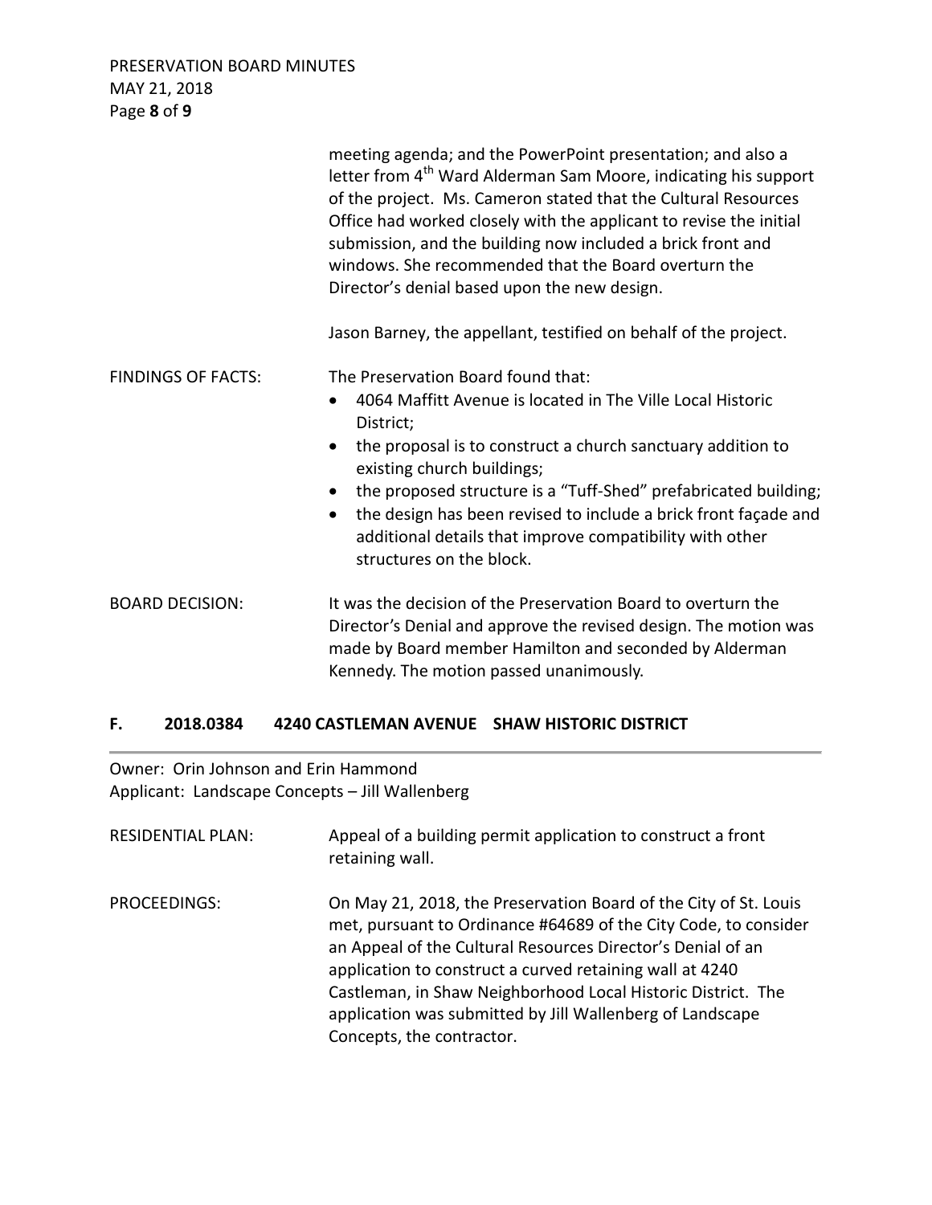meeting agenda; and the PowerPoint presentation; and also a letter from 4th Ward Alderman Sam Moore, indicating his support of the project. Ms. Cameron stated that the Cultural Resources Office had worked closely with the applicant to revise the initial submission, and the building now included a brick front and windows. She recommended that the Board overturn the Director's denial based upon the new design.

Jason Barney, the appellant, testified on behalf of the project.

FINDINGS OF FACTS: The Preservation Board found that:

- 4064 Maffitt Avenue is located in The Ville Local Historic District;
- the proposal is to construct a church sanctuary addition to existing church buildings;
- the proposed structure is a "Tuff-Shed" prefabricated building;
- the design has been revised to include a brick front façade and additional details that improve compatibility with other structures on the block.

BOARD DECISION: It was the decision of the Preservation Board to overturn the Director's Denial and approve the revised design. The motion was made by Board member Hamilton and seconded by Alderman Kennedy. The motion passed unanimously.

## F. 2018.0384 4240 CASTLEMAN AVENUE SHAW HISTORIC DISTRICT

Owner: Orin Johnson and Erin Hammond
Applicant: Landscape Concepts – Jill Wallenberg

RESIDENTIAL PLAN: Appeal of a building permit application to construct a front retaining wall.

PROCEEDINGS: On May 21, 2018, the Preservation Board of the City of St. Louis met, pursuant to Ordinance #64689 of the City Code, to consider an Appeal of the Cultural Resources Director's Denial of an application to construct a curved retaining wall at 4240 Castleman, in Shaw Neighborhood Local Historic District. The application was submitted by Jill Wallenberg of Landscape Concepts, the contractor.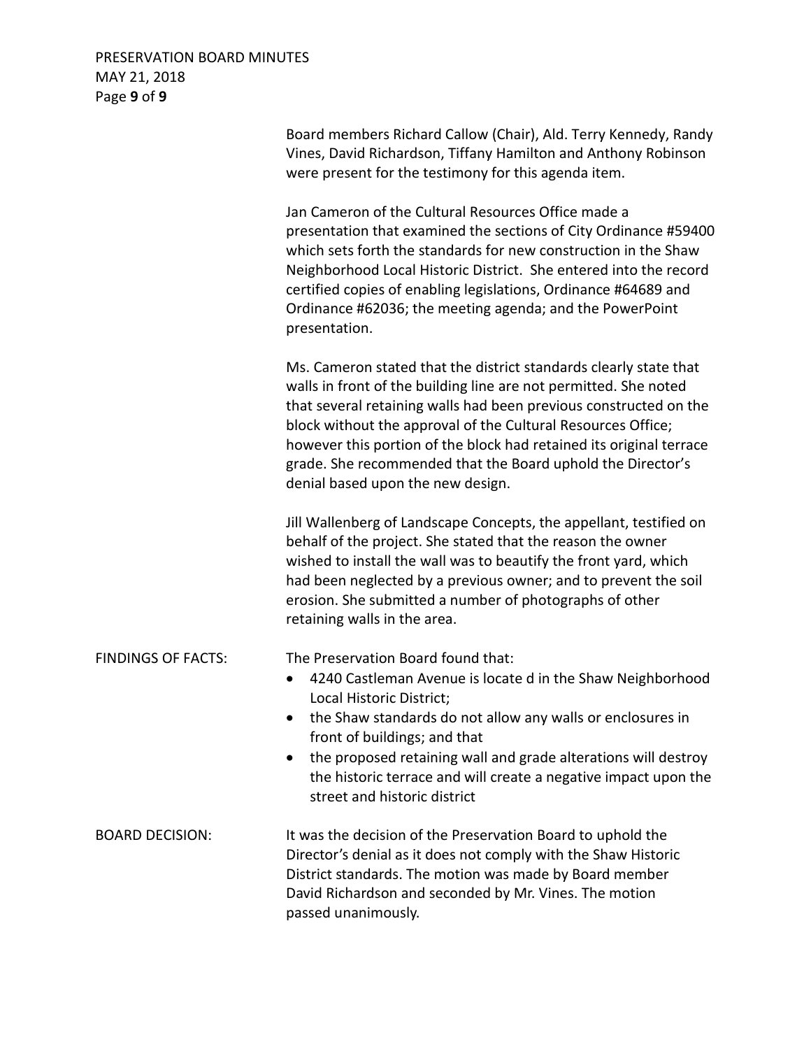Board members Richard Callow (Chair), Ald. Terry Kennedy, Randy Vines, David Richardson, Tiffany Hamilton and Anthony Robinson were present for the testimony for this agenda item.

Jan Cameron of the Cultural Resources Office made a presentation that examined the sections of City Ordinance #59400 which sets forth the standards for new construction in the Shaw Neighborhood Local Historic District. She entered into the record certified copies of enabling legislations, Ordinance #64689 and Ordinance #62036; the meeting agenda; and the PowerPoint presentation.

Ms. Cameron stated that the district standards clearly state that walls in front of the building line are not permitted. She noted that several retaining walls had been previous constructed on the block without the approval of the Cultural Resources Office; however this portion of the block had retained its original terrace grade. She recommended that the Board uphold the Director's denial based upon the new design.

Jill Wallenberg of Landscape Concepts, the appellant, testified on behalf of the project. She stated that the reason the owner wished to install the wall was to beautify the front yard, which had been neglected by a previous owner; and to prevent the soil erosion. She submitted a number of photographs of other retaining walls in the area.

FINDINGS OF FACTS: The Preservation Board found that:

- 4240 Castleman Avenue is locate d in the Shaw Neighborhood Local Historic District;
- the Shaw standards do not allow any walls or enclosures in front of buildings; and that
- the proposed retaining wall and grade alterations will destroy the historic terrace and will create a negative impact upon the street and historic district

BOARD DECISION: It was the decision of the Preservation Board to uphold the Director's denial as it does not comply with the Shaw Historic District standards. The motion was made by Board member David Richardson and seconded by Mr. Vines. The motion passed unanimously.